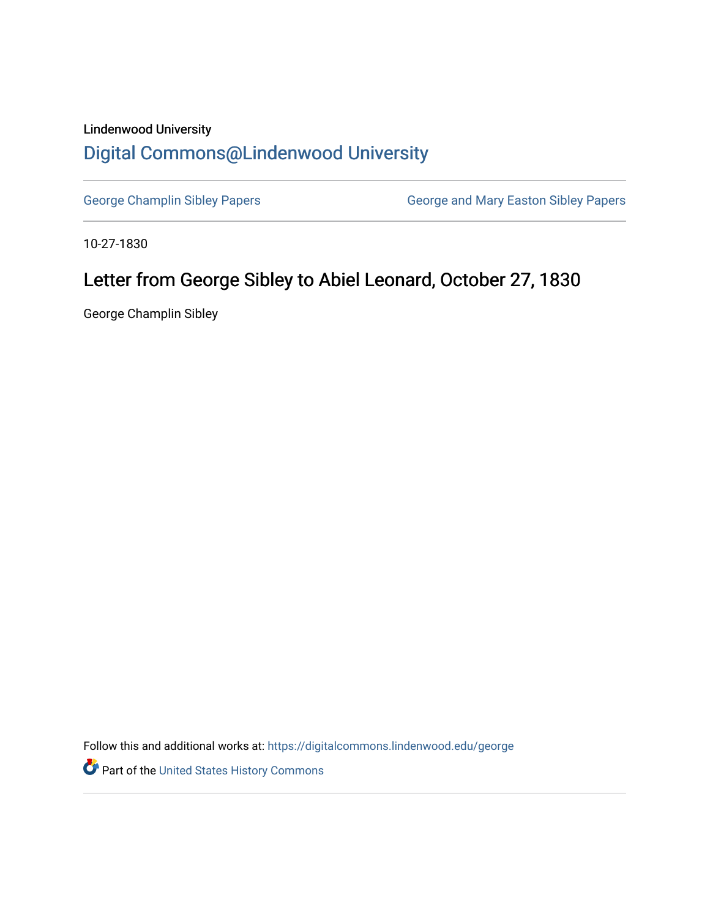Lindenwood University

## Digital Commons@Lindenwood University

George Champlin Sibley Papers | George and Mary Easton Sibley Papers

10-27-1830

# Letter from George Sibley to Abiel Leonard, October 27, 1830

George Champlin Sibley

Follow this and additional works at: https://digitalcommons.lindenwood.edu/george

Part of the United States History Commons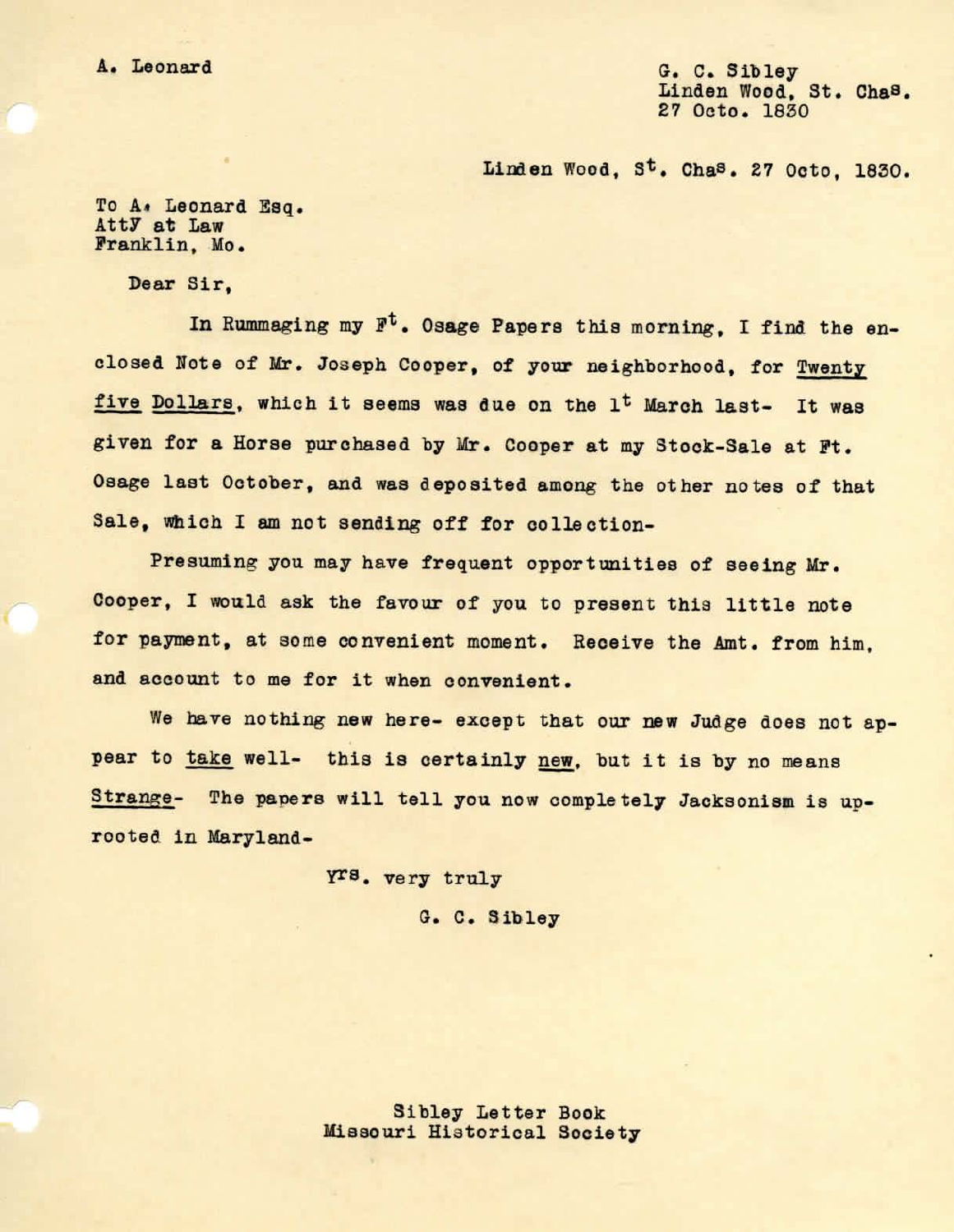A. Leonard

G. C. Sibley
Linden Wood, St. Chas.
27 Octo. 1830

Linden Wood, St. Chas. 27 Octo, 1830.

To A. Leonard Esq.
Atty at Law
Franklin, Mo.

Dear Sir,

In Rummaging my Ft. Osage Papers this morning, I find the enclosed Note of Mr. Joseph Cooper, of your neighborhood, for Twenty five Dollars, which it seems was due on the 1t March last- It was given for a Horse purchased by Mr. Cooper at my Stock-Sale at Ft. Osage last October, and was deposited among the other notes of that Sale, which I am not sending off for collection-

Presuming you may have frequent opportunities of seeing Mr. Cooper, I would ask the favour of you to present this little note for payment, at some convenient moment. Receive the Amt. from him, and account to me for it when convenient.

We have nothing new here- except that our new Judge does not appear to take well- this is certainly new, but it is by no means Strange- The papers will tell you now completely Jacksonism is uprooted in Maryland-

Yrs. very truly

G. C. Sibley

Sibley Letter Book
Missouri Historical Society